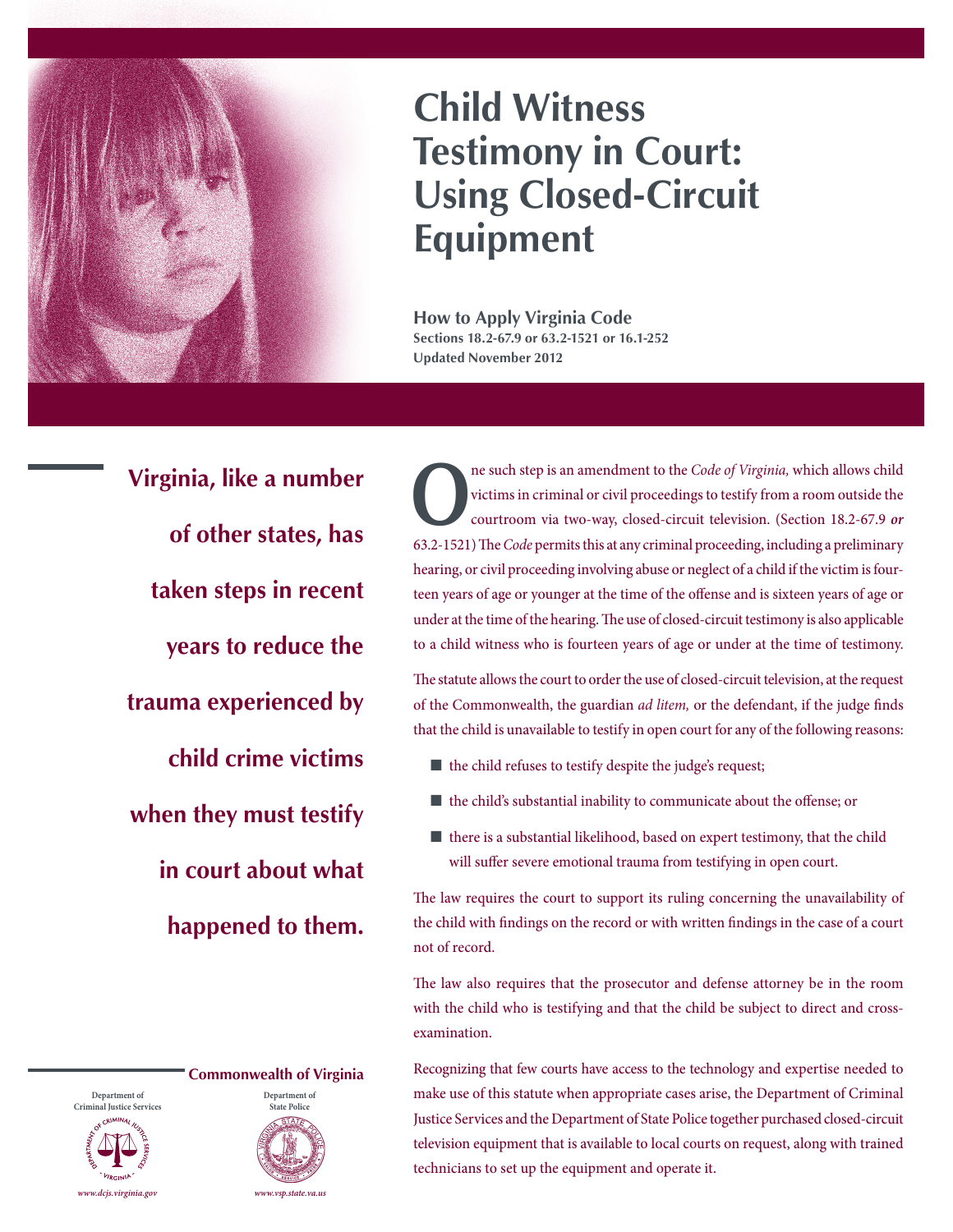# Child Witness Testimony in Court: Using Closed-Circuit Equipment

**How to Apply Virginia Code**
**Sections 18.2-67.9 or 63.2-1521 or 16.1-252**
**Updated November 2012**

**Virginia, like a number of other states, has taken steps in recent years to reduce the trauma experienced by child crime victims when they must testify in court about what happened to them.**

One such step is an amendment to the *Code of Virginia,* which allows child victims in criminal or civil proceedings to testify from a room outside the courtroom via two-way, closed-circuit television. (Section 18.2-67.9 ***or*** 63.2-1521) The *Code* permits this at any criminal proceeding, including a preliminary hearing, or civil proceeding involving abuse or neglect of a child if the victim is fourteen years of age or younger at the time of the offense and is sixteen years of age or under at the time of the hearing. The use of closed-circuit testimony is also applicable to a child witness who is fourteen years of age or under at the time of testimony.

The statute allows the court to order the use of closed-circuit television, at the request of the Commonwealth, the guardian *ad litem,* or the defendant, if the judge finds that the child is unavailable to testify in open court for any of the following reasons:

- the child refuses to testify despite the judge's request;
- the child's substantial inability to communicate about the offense; or
- there is a substantial likelihood, based on expert testimony, that the child will suffer severe emotional trauma from testifying in open court.

The law requires the court to support its ruling concerning the unavailability of the child with findings on the record or with written findings in the case of a court not of record.

The law also requires that the prosecutor and defense attorney be in the room with the child who is testifying and that the child be subject to direct and cross-examination.

Recognizing that few courts have access to the technology and expertise needed to make use of this statute when appropriate cases arise, the Department of Criminal Justice Services and the Department of State Police together purchased closed-circuit television equipment that is available to local courts on request, along with trained technicians to set up the equipment and operate it.

**Commonwealth of Virginia**

Department of Criminal Justice Services
*www.dcjs.virginia.gov*

Department of State Police
*www.vsp.state.va.us*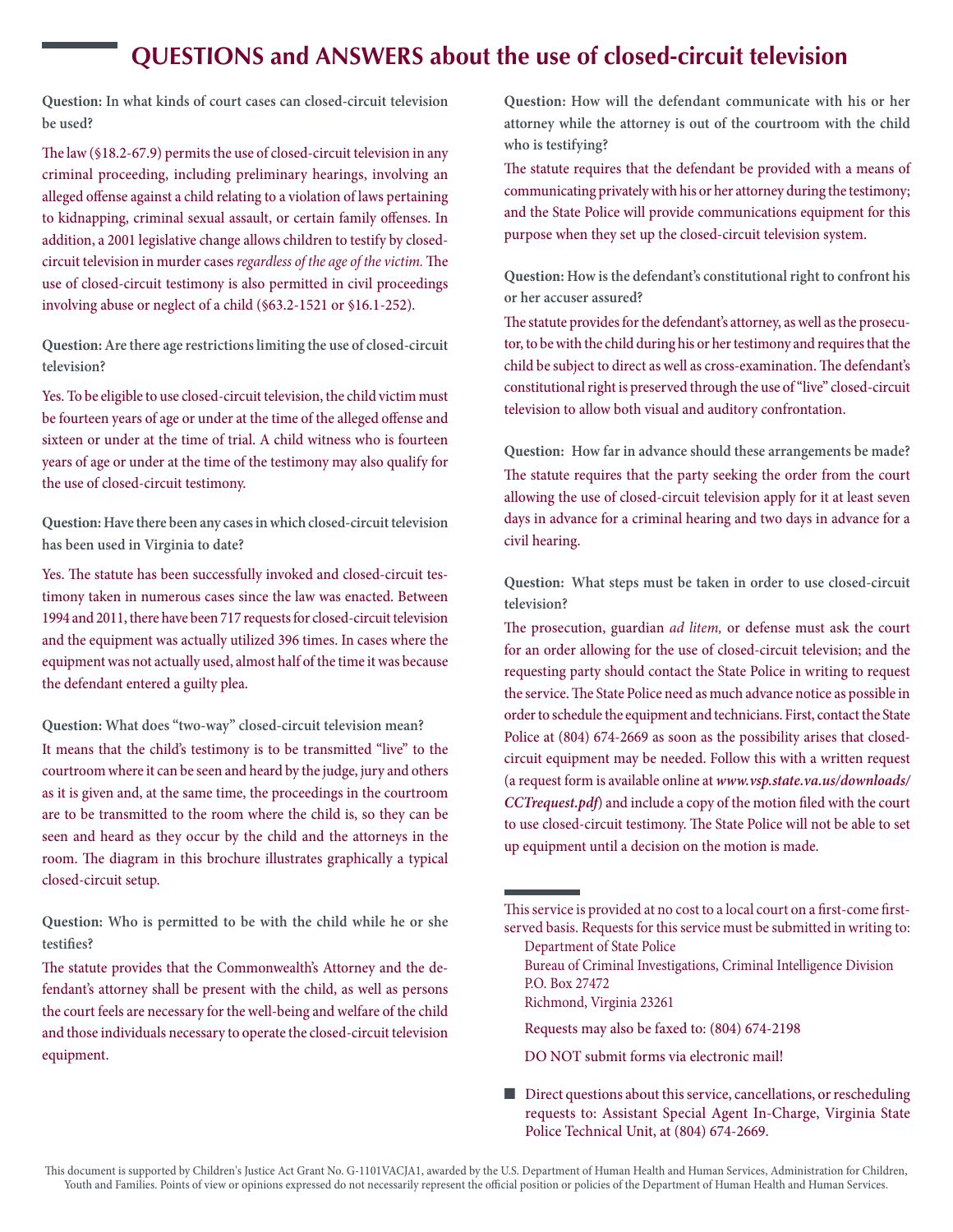# QUESTIONS and ANSWERS about the use of closed-circuit television

**Question:** **In what kinds of court cases can closed-circuit television be used?**

The law (§18.2-67.9) permits the use of closed-circuit television in any criminal proceeding, including preliminary hearings, involving an alleged offense against a child relating to a violation of laws pertaining to kidnapping, criminal sexual assault, or certain family offenses. In addition, a 2001 legislative change allows children to testify by closed-circuit television in murder cases *regardless of the age of the victim.* The use of closed-circuit testimony is also permitted in civil proceedings involving abuse or neglect of a child (§63.2-1521 or §16.1-252).

**Question:** **Are there age restrictions limiting the use of closed-circuit television?**

Yes. To be eligible to use closed-circuit television, the child victim must be fourteen years of age or under at the time of the alleged offense and sixteen or under at the time of trial. A child witness who is fourteen years of age or under at the time of the testimony may also qualify for the use of closed-circuit testimony.

**Question:** **Have there been any cases in which closed-circuit television has been used in Virginia to date?**

Yes. The statute has been successfully invoked and closed-circuit testimony taken in numerous cases since the law was enacted. Between 1994 and 2011, there have been 717 requests for closed-circuit television and the equipment was actually utilized 396 times. In cases where the equipment was not actually used, almost half of the time it was because the defendant entered a guilty plea.

**Question:** **What does "two-way" closed-circuit television mean?**

It means that the child's testimony is to be transmitted "live" to the courtroom where it can be seen and heard by the judge, jury and others as it is given and, at the same time, the proceedings in the courtroom are to be transmitted to the room where the child is, so they can be seen and heard as they occur by the child and the attorneys in the room. The diagram in this brochure illustrates graphically a typical closed-circuit setup.

**Question:** **Who is permitted to be with the child while he or she testifies?**

The statute provides that the Commonwealth's Attorney and the defendant's attorney shall be present with the child, as well as persons the court feels are necessary for the well-being and welfare of the child and those individuals necessary to operate the closed-circuit television equipment.

**Question:** **How will the defendant communicate with his or her attorney while the attorney is out of the courtroom with the child who is testifying?**

The statute requires that the defendant be provided with a means of communicating privately with his or her attorney during the testimony; and the State Police will provide communications equipment for this purpose when they set up the closed-circuit television system.

**Question:** **How is the defendant's constitutional right to confront his or her accuser assured?**

The statute provides for the defendant's attorney, as well as the prosecutor, to be with the child during his or her testimony and requires that the child be subject to direct as well as cross-examination. The defendant's constitutional right is preserved through the use of "live" closed-circuit television to allow both visual and auditory confrontation.

**Question:** **How far in advance should these arrangements be made?**

The statute requires that the party seeking the order from the court allowing the use of closed-circuit television apply for it at least seven days in advance for a criminal hearing and two days in advance for a civil hearing.

**Question:** **What steps must be taken in order to use closed-circuit television?**

The prosecution, guardian *ad litem,* or defense must ask the court for an order allowing for the use of closed-circuit television; and the requesting party should contact the State Police in writing to request the service. The State Police need as much advance notice as possible in order to schedule the equipment and technicians. First, contact the State Police at (804) 674-2669 as soon as the possibility arises that closed-circuit equipment may be needed. Follow this with a written request (a request form is available online at ***www.vsp.state.va.us/downloads/CCTrequest.pdf***) and include a copy of the motion filed with the court to use closed-circuit testimony. The State Police will not be able to set up equipment until a decision on the motion is made.

---

This service is provided at no cost to a local court on a first-come first-served basis. Requests for this service must be submitted in writing to:

Department of State Police
Bureau of Criminal Investigations, Criminal Intelligence Division
P.O. Box 27472
Richmond, Virginia 23261

Requests may also be faxed to: (804) 674-2198

DO NOT submit forms via electronic mail!

- Direct questions about this service, cancellations, or rescheduling requests to: Assistant Special Agent In-Charge, Virginia State Police Technical Unit, at (804) 674-2669.

This document is supported by Children's Justice Act Grant No. G-1101VACJA1, awarded by the U.S. Department of Human Health and Human Services, Administration for Children, Youth and Families. Points of view or opinions expressed do not necessarily represent the official position or policies of the Department of Human Health and Human Services.